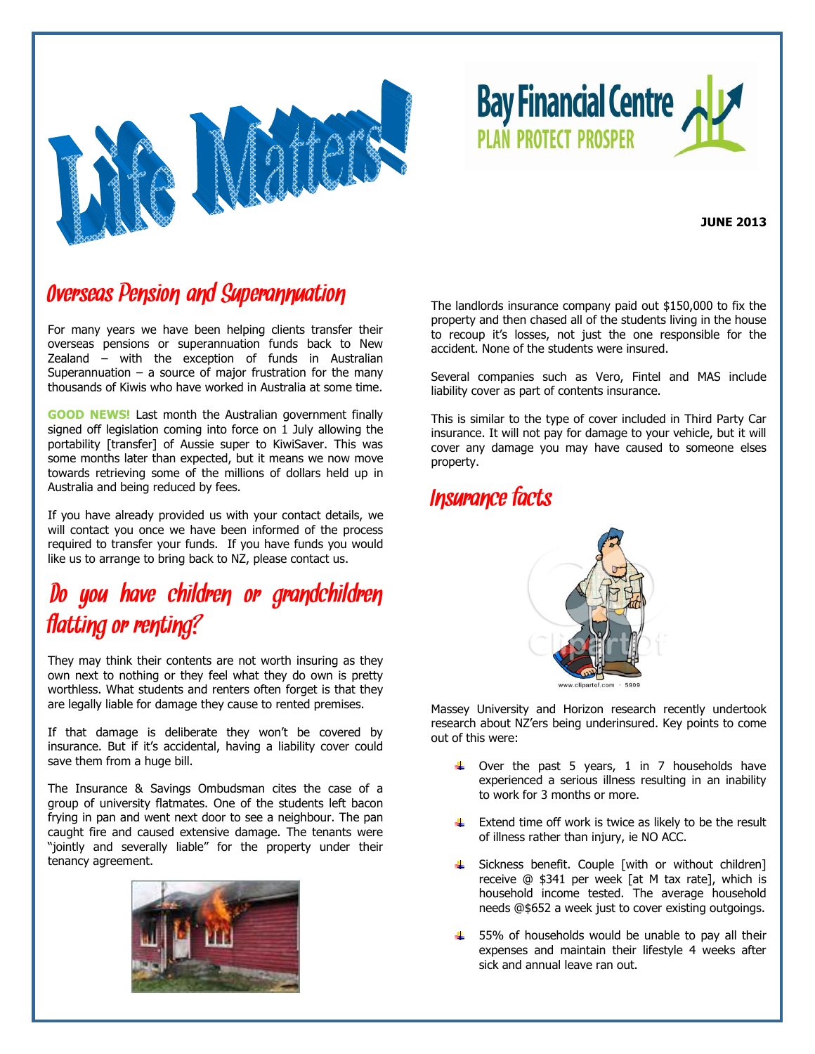# Life Matters!

**Bay Financial Centre**
PLAN PROTECT PROSPER

**JUNE 2013**

## Overseas Pension and Superannuation

For many years we have been helping clients transfer their overseas pensions or superannuation funds back to New Zealand – with the exception of funds in Australian Superannuation – a source of major frustration for the many thousands of Kiwis who have worked in Australia at some time.

**GOOD NEWS!** Last month the Australian government finally signed off legislation coming into force on 1 July allowing the portability [transfer] of Aussie super to KiwiSaver. This was some months later than expected, but it means we now move towards retrieving some of the millions of dollars held up in Australia and being reduced by fees.

If you have already provided us with your contact details, we will contact you once we have been informed of the process required to transfer your funds. If you have funds you would like us to arrange to bring back to NZ, please contact us.

## Do you have children or grandchildren flatting or renting?

They may think their contents are not worth insuring as they own next to nothing or they feel what they do own is pretty worthless. What students and renters often forget is that they are legally liable for damage they cause to rented premises.

If that damage is deliberate they won't be covered by insurance. But if it's accidental, having a liability cover could save them from a huge bill.

The Insurance & Savings Ombudsman cites the case of a group of university flatmates. One of the students left bacon frying in pan and went next door to see a neighbour. The pan caught fire and caused extensive damage. The tenants were "jointly and severally liable" for the property under their tenancy agreement.

The landlords insurance company paid out $150,000 to fix the property and then chased all of the students living in the house to recoup it's losses, not just the one responsible for the accident. None of the students were insured.

Several companies such as Vero, Fintel and MAS include liability cover as part of contents insurance.

This is similar to the type of cover included in Third Party Car insurance. It will not pay for damage to your vehicle, but it will cover any damage you may have caused to someone elses property.

## Insurance facts

Massey University and Horizon research recently undertook research about NZ'ers being underinsured. Key points to come out of this were:

- Over the past 5 years, 1 in 7 households have experienced a serious illness resulting in an inability to work for 3 months or more.
- Extend time off work is twice as likely to be the result of illness rather than injury, ie NO ACC.
- Sickness benefit. Couple [with or without children] receive @ $341 per week [at M tax rate], which is household income tested. The average household needs @$652 a week just to cover existing outgoings.
- 55% of households would be unable to pay all their expenses and maintain their lifestyle 4 weeks after sick and annual leave ran out.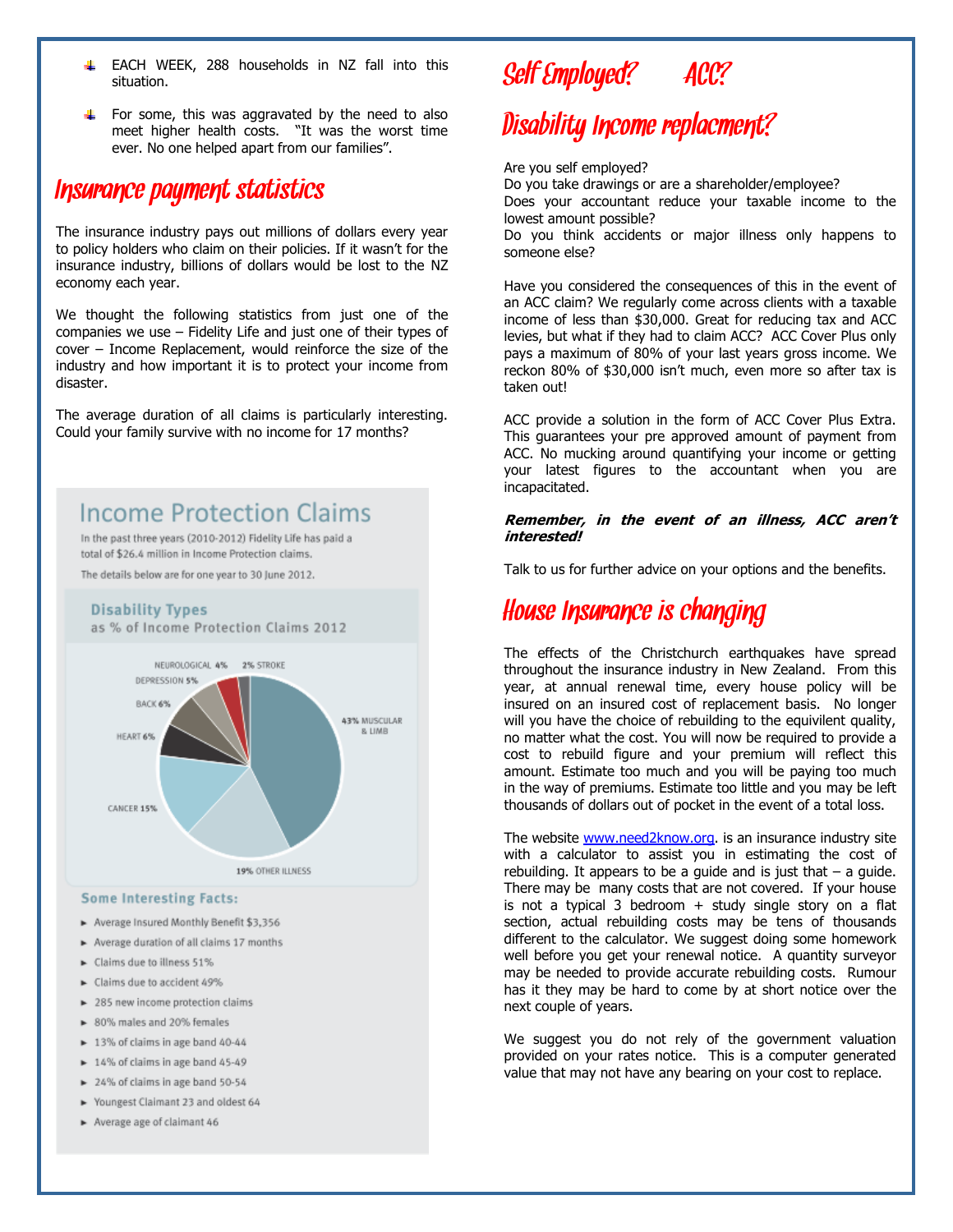- EACH WEEK, 288 households in NZ fall into this situation.
- For some, this was aggravated by the need to also meet higher health costs. "It was the worst time ever. No one helped apart from our families".

## Insurance payment statistics

The insurance industry pays out millions of dollars every year to policy holders who claim on their policies. If it wasn't for the insurance industry, billions of dollars would be lost to the NZ economy each year.

We thought the following statistics from just one of the companies we use – Fidelity Life and just one of their types of cover – Income Replacement, would reinforce the size of the industry and how important it is to protect your income from disaster.

The average duration of all claims is particularly interesting. Could your family survive with no income for 17 months?

### Income Protection Claims

In the past three years (2010-2012) Fidelity Life has paid a total of $26.4 million in Income Protection claims.

The details below are for one year to 30 June 2012.

**Disability Types as % of Income Protection Claims 2012**

| Disability Type | % |
|---|---|
| Muscular & Limb | 43% |
| Other Illness | 19% |
| Cancer | 15% |
| Heart | 6% |
| Back | 6% |
| Depression | 5% |
| Neurological | 4% |
| Stroke | 2% |

**Some Interesting Facts:**

- Average Insured Monthly Benefit $3,356
- Average duration of all claims 17 months
- Claims due to illness 51%
- Claims due to accident 49%
- 285 new income protection claims
- 80% males and 20% females
- 13% of claims in age band 40-44
- 14% of claims in age band 45-49
- 24% of claims in age band 50-54
- Youngest Claimant 23 and oldest 64
- Average age of claimant 46

## Self Employed? ACC?

## Disability Income replacment?

Are you self employed?
Do you take drawings or are a shareholder/employee?
Does your accountant reduce your taxable income to the lowest amount possible?
Do you think accidents or major illness only happens to someone else?

Have you considered the consequences of this in the event of an ACC claim? We regularly come across clients with a taxable income of less than $30,000. Great for reducing tax and ACC levies, but what if they had to claim ACC? ACC Cover Plus only pays a maximum of 80% of your last years gross income. We reckon 80% of $30,000 isn't much, even more so after tax is taken out!

ACC provide a solution in the form of ACC Cover Plus Extra. This guarantees your pre approved amount of payment from ACC. No mucking around quantifying your income or getting your latest figures to the accountant when you are incapacitated.

***Remember, in the event of an illness, ACC aren't interested!***

Talk to us for further advice on your options and the benefits.

## House Insurance is changing

The effects of the Christchurch earthquakes have spread throughout the insurance industry in New Zealand. From this year, at annual renewal time, every house policy will be insured on an insured cost of replacement basis. No longer will you have the choice of rebuilding to the equivilent quality, no matter what the cost. You will now be required to provide a cost to rebuild figure and your premium will reflect this amount. Estimate too much and you will be paying too much in the way of premiums. Estimate too little and you may be left thousands of dollars out of pocket in the event of a total loss.

The website www.need2know.org. is an insurance industry site with a calculator to assist you in estimating the cost of rebuilding. It appears to be a guide and is just that – a guide. There may be many costs that are not covered. If your house is not a typical 3 bedroom + study single story on a flat section, actual rebuilding costs may be tens of thousands different to the calculator. We suggest doing some homework well before you get your renewal notice. A quantity surveyor may be needed to provide accurate rebuilding costs. Rumour has it they may be hard to come by at short notice over the next couple of years.

We suggest you do not rely of the government valuation provided on your rates notice. This is a computer generated value that may not have any bearing on your cost to replace.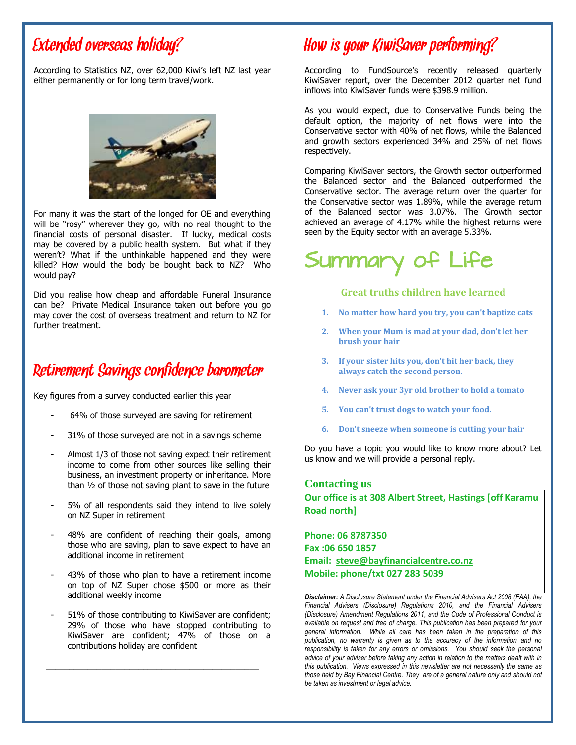## Extended overseas holiday?

According to Statistics NZ, over 62,000 Kiwi's left NZ last year either permanently or for long term travel/work.

For many it was the start of the longed for OE and everything will be "rosy" wherever they go, with no real thought to the financial costs of personal disaster. If lucky, medical costs may be covered by a public health system. But what if they weren't? What if the unthinkable happened and they were killed? How would the body be bought back to NZ? Who would pay?

Did you realise how cheap and affordable Funeral Insurance can be? Private Medical Insurance taken out before you go may cover the cost of overseas treatment and return to NZ for further treatment.

## Retirement Savings confidence barometer

Key figures from a survey conducted earlier this year

- 64% of those surveyed are saving for retirement
- 31% of those surveyed are not in a savings scheme
- Almost 1/3 of those not saving expect their retirement income to come from other sources like selling their business, an investment property or inheritance. More than ½ of those not saving plant to save in the future
- 5% of all respondents said they intend to live solely on NZ Super in retirement
- 48% are confident of reaching their goals, among those who are saving, plan to save expect to have an additional income in retirement
- 43% of those who plan to have a retirement income on top of NZ Super chose $500 or more as their additional weekly income
- 51% of those contributing to KiwiSaver are confident; 29% of those who have stopped contributing to KiwiSaver are confident; 47% of those on a contributions holiday are confident

## How is your KiwiSaver performing?

According to FundSource's recently released quarterly KiwiSaver report, over the December 2012 quarter net fund inflows into KiwiSaver funds were $398.9 million.

As you would expect, due to Conservative Funds being the default option, the majority of net flows were into the Conservative sector with 40% of net flows, while the Balanced and growth sectors experienced 34% and 25% of net flows respectively.

Comparing KiwiSaver sectors, the Growth sector outperformed the Balanced sector and the Balanced outperformed the Conservative sector. The average return over the quarter for the Conservative sector was 1.89%, while the average return of the Balanced sector was 3.07%. The Growth sector achieved an average of 4.17% while the highest returns were seen by the Equity sector with an average 5.33%.

# Summary of Life

### Great truths children have learned

1. **No matter how hard you try, you can't baptize cats**
2. **When your Mum is mad at your dad, don't let her brush your hair**
3. **If your sister hits you, don't hit her back, they always catch the second person.**
4. **Never ask your 3yr old brother to hold a tomato**
5. **You can't trust dogs to watch your food.**
6. **Don't sneeze when someone is cutting your hair**

Do you have a topic you would like to know more about? Let us know and we will provide a personal reply.

### Contacting us

**Our office is at 308 Albert Street, Hastings [off Karamu Road north]**

**Phone: 06 8787350**
**Fax :06 650 1857**
**Email: steve@bayfinancialcentre.co.nz**
**Mobile: phone/txt 027 283 5039**

*Disclaimer: A Disclosure Statement under the Financial Advisers Act 2008 (FAA), the Financial Advisers (Disclosure) Regulations 2010, and the Financial Advisers (Disclosure) Amendment Regulations 2011, and the Code of Professional Conduct is available on request and free of charge. This publication has been prepared for your general information. While all care has been taken in the preparation of this publication, no warranty is given as to the accuracy of the information and no responsibility is taken for any errors or omissions. You should seek the personal advice of your adviser before taking any action in relation to the matters dealt with in this publication. Views expressed in this newsletter are not necessarily the same as those held by Bay Financial Centre. They are of a general nature only and should not be taken as investment or legal advice.*